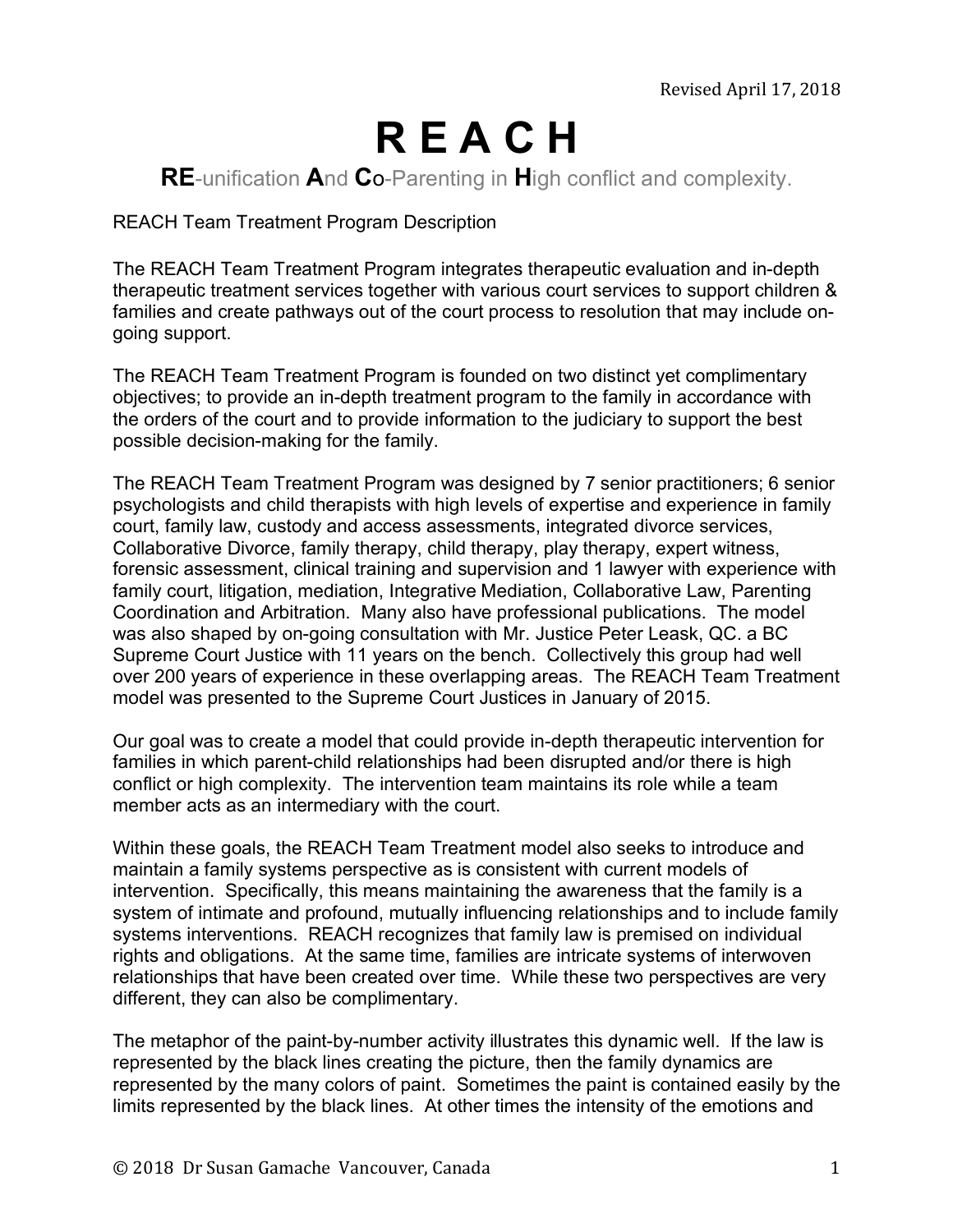Revised April 17, 2018

# R E A C H

## **RE**-unification **A**nd **C**o-Parenting in **H**igh conflict and complexity.

REACH Team Treatment Program Description

The REACH Team Treatment Program integrates therapeutic evaluation and in-depth therapeutic treatment services together with various court services to support children & families and create pathways out of the court process to resolution that may include on-going support.

The REACH Team Treatment Program is founded on two distinct yet complimentary objectives; to provide an in-depth treatment program to the family in accordance with the orders of the court and to provide information to the judiciary to support the best possible decision-making for the family.

The REACH Team Treatment Program was designed by 7 senior practitioners; 6 senior psychologists and child therapists with high levels of expertise and experience in family court, family law, custody and access assessments, integrated divorce services, Collaborative Divorce, family therapy, child therapy, play therapy, expert witness, forensic assessment, clinical training and supervision and 1 lawyer with experience with family court, litigation, mediation, Integrative Mediation, Collaborative Law, Parenting Coordination and Arbitration. Many also have professional publications. The model was also shaped by on-going consultation with Mr. Justice Peter Leask, QC. a BC Supreme Court Justice with 11 years on the bench. Collectively this group had well over 200 years of experience in these overlapping areas. The REACH Team Treatment model was presented to the Supreme Court Justices in January of 2015.

Our goal was to create a model that could provide in-depth therapeutic intervention for families in which parent-child relationships had been disrupted and/or there is high conflict or high complexity. The intervention team maintains its role while a team member acts as an intermediary with the court.

Within these goals, the REACH Team Treatment model also seeks to introduce and maintain a family systems perspective as is consistent with current models of intervention. Specifically, this means maintaining the awareness that the family is a system of intimate and profound, mutually influencing relationships and to include family systems interventions. REACH recognizes that family law is premised on individual rights and obligations. At the same time, families are intricate systems of interwoven relationships that have been created over time. While these two perspectives are very different, they can also be complimentary.

The metaphor of the paint-by-number activity illustrates this dynamic well. If the law is represented by the black lines creating the picture, then the family dynamics are represented by the many colors of paint. Sometimes the paint is contained easily by the limits represented by the black lines. At other times the intensity of the emotions and

© 2018 Dr Susan Gamache Vancouver, Canada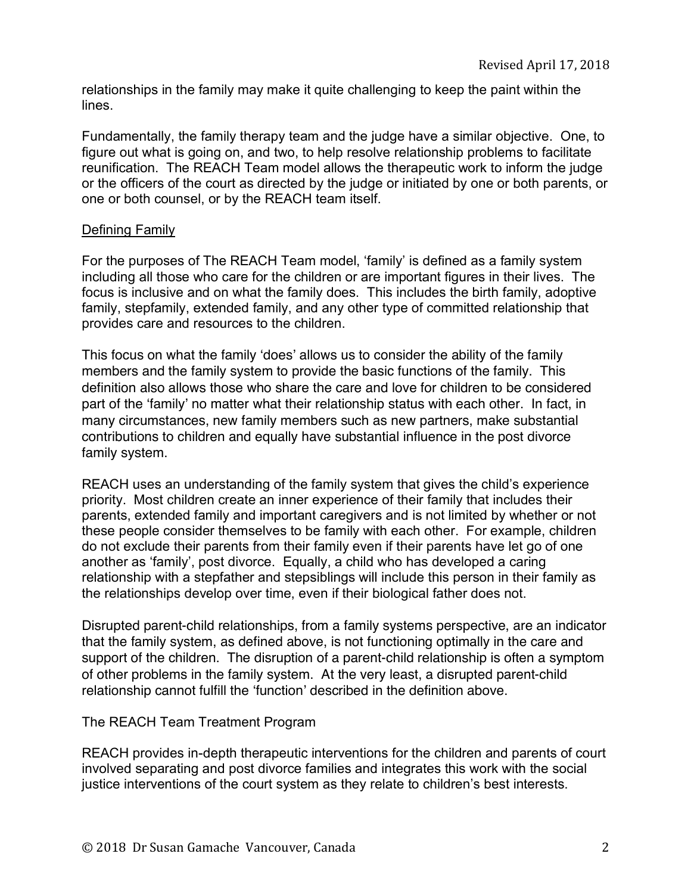relationships in the family may make it quite challenging to keep the paint within the lines.

Fundamentally, the family therapy team and the judge have a similar objective. One, to figure out what is going on, and two, to help resolve relationship problems to facilitate reunification. The REACH Team model allows the therapeutic work to inform the judge or the officers of the court as directed by the judge or initiated by one or both parents, or one or both counsel, or by the REACH team itself.

## Defining Family

For the purposes of The REACH Team model, 'family' is defined as a family system including all those who care for the children or are important figures in their lives. The focus is inclusive and on what the family does. This includes the birth family, adoptive family, stepfamily, extended family, and any other type of committed relationship that provides care and resources to the children.

This focus on what the family 'does' allows us to consider the ability of the family members and the family system to provide the basic functions of the family. This definition also allows those who share the care and love for children to be considered part of the 'family' no matter what their relationship status with each other. In fact, in many circumstances, new family members such as new partners, make substantial contributions to children and equally have substantial influence in the post divorce family system.

REACH uses an understanding of the family system that gives the child's experience priority. Most children create an inner experience of their family that includes their parents, extended family and important caregivers and is not limited by whether or not these people consider themselves to be family with each other. For example, children do not exclude their parents from their family even if their parents have let go of one another as 'family', post divorce. Equally, a child who has developed a caring relationship with a stepfather and stepsiblings will include this person in their family as the relationships develop over time, even if their biological father does not.

Disrupted parent-child relationships, from a family systems perspective, are an indicator that the family system, as defined above, is not functioning optimally in the care and support of the children. The disruption of a parent-child relationship is often a symptom of other problems in the family system. At the very least, a disrupted parent-child relationship cannot fulfill the 'function' described in the definition above.

## The REACH Team Treatment Program

REACH provides in-depth therapeutic interventions for the children and parents of court involved separating and post divorce families and integrates this work with the social justice interventions of the court system as they relate to children's best interests.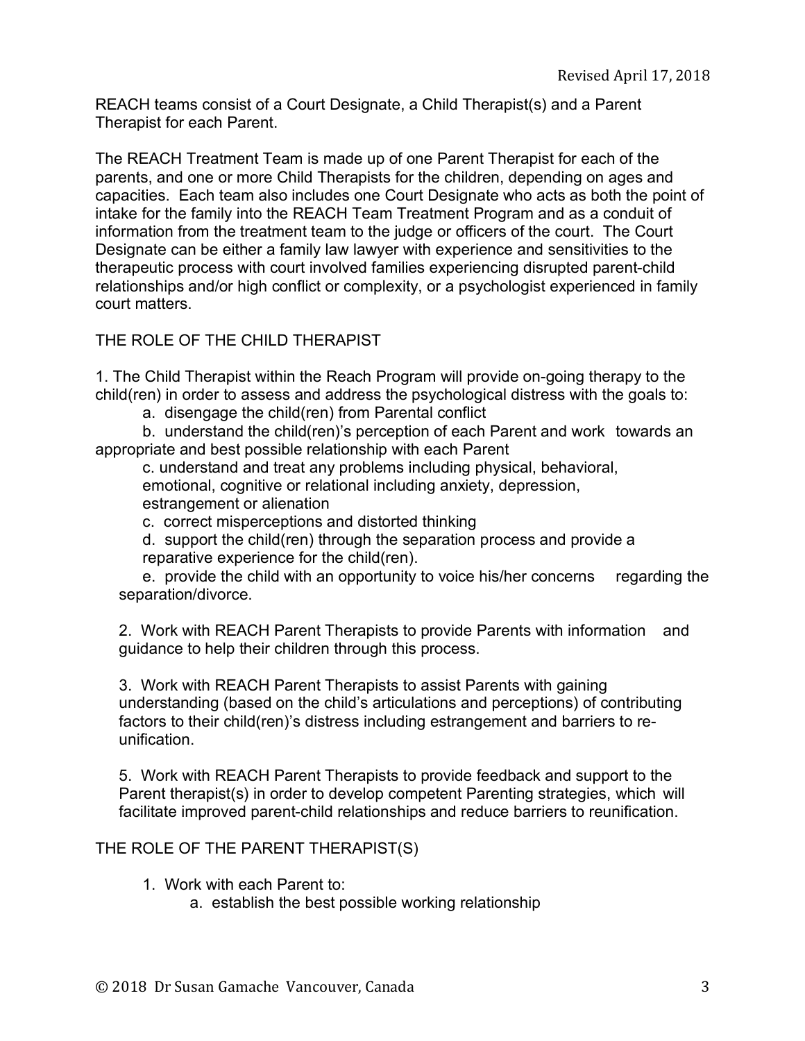REACH teams consist of a Court Designate, a Child Therapist(s) and a Parent Therapist for each Parent.

The REACH Treatment Team is made up of one Parent Therapist for each of the parents, and one or more Child Therapists for the children, depending on ages and capacities. Each team also includes one Court Designate who acts as both the point of intake for the family into the REACH Team Treatment Program and as a conduit of information from the treatment team to the judge or officers of the court. The Court Designate can be either a family law lawyer with experience and sensitivities to the therapeutic process with court involved families experiencing disrupted parent-child relationships and/or high conflict or complexity, or a psychologist experienced in family court matters.

THE ROLE OF THE CHILD THERAPIST

1. The Child Therapist within the Reach Program will provide on-going therapy to the child(ren) in order to assess and address the psychological distress with the goals to:
   a. disengage the child(ren) from Parental conflict
   b. understand the child(ren)'s perception of each Parent and work towards an appropriate and best possible relationship with each Parent
   c. understand and treat any problems including physical, behavioral, emotional, cognitive or relational including anxiety, depression, estrangement or alienation
   c. correct misperceptions and distorted thinking
   d. support the child(ren) through the separation process and provide a reparative experience for the child(ren).
   e. provide the child with an opportunity to voice his/her concerns regarding the separation/divorce.

2. Work with REACH Parent Therapists to provide Parents with information and guidance to help their children through this process.

3. Work with REACH Parent Therapists to assist Parents with gaining understanding (based on the child's articulations and perceptions) of contributing factors to their child(ren)'s distress including estrangement and barriers to re-unification.

5. Work with REACH Parent Therapists to provide feedback and support to the Parent therapist(s) in order to develop competent Parenting strategies, which will facilitate improved parent-child relationships and reduce barriers to reunification.

THE ROLE OF THE PARENT THERAPIST(S)

1. Work with each Parent to:
   a. establish the best possible working relationship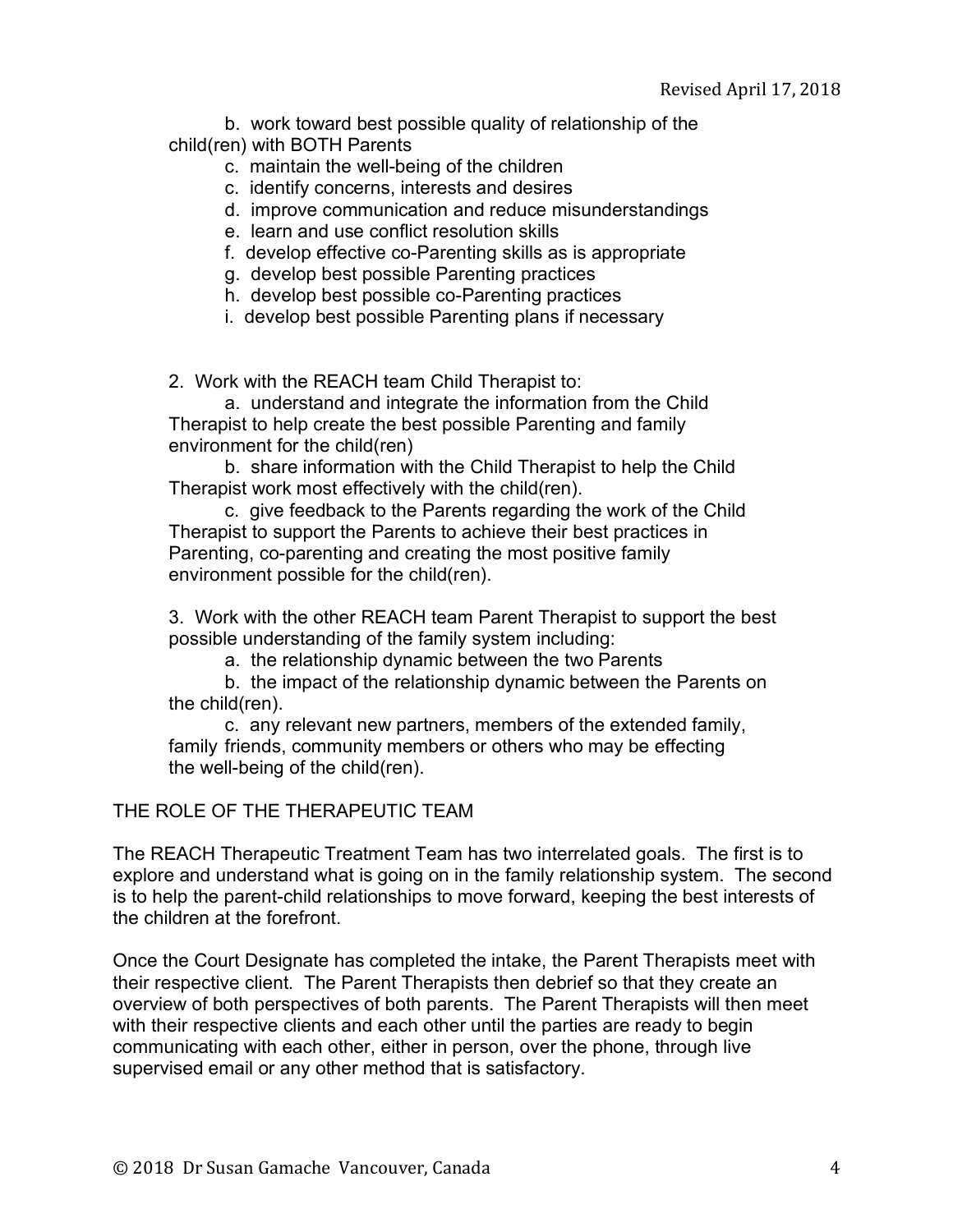b. work toward best possible quality of relationship of the child(ren) with BOTH Parents

c. maintain the well-being of the children

c. identify concerns, interests and desires

d. improve communication and reduce misunderstandings

e. learn and use conflict resolution skills

f. develop effective co-Parenting skills as is appropriate

g. develop best possible Parenting practices

h. develop best possible co-Parenting practices

i. develop best possible Parenting plans if necessary

2. Work with the REACH team Child Therapist to:

a. understand and integrate the information from the Child Therapist to help create the best possible Parenting and family environment for the child(ren)

b. share information with the Child Therapist to help the Child Therapist work most effectively with the child(ren).

c. give feedback to the Parents regarding the work of the Child Therapist to support the Parents to achieve their best practices in Parenting, co-parenting and creating the most positive family environment possible for the child(ren).

3. Work with the other REACH team Parent Therapist to support the best possible understanding of the family system including:

a. the relationship dynamic between the two Parents

b. the impact of the relationship dynamic between the Parents on the child(ren).

c. any relevant new partners, members of the extended family, family friends, community members or others who may be effecting the well-being of the child(ren).

## THE ROLE OF THE THERAPEUTIC TEAM

The REACH Therapeutic Treatment Team has two interrelated goals. The first is to explore and understand what is going on in the family relationship system. The second is to help the parent-child relationships to move forward, keeping the best interests of the children at the forefront.

Once the Court Designate has completed the intake, the Parent Therapists meet with their respective client. The Parent Therapists then debrief so that they create an overview of both perspectives of both parents. The Parent Therapists will then meet with their respective clients and each other until the parties are ready to begin communicating with each other, either in person, over the phone, through live supervised email or any other method that is satisfactory.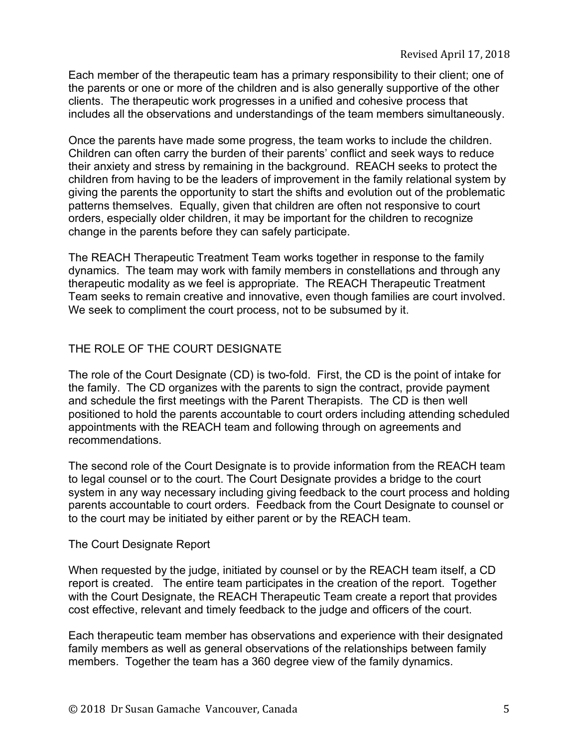Each member of the therapeutic team has a primary responsibility to their client; one of the parents or one or more of the children and is also generally supportive of the other clients. The therapeutic work progresses in a unified and cohesive process that includes all the observations and understandings of the team members simultaneously.

Once the parents have made some progress, the team works to include the children. Children can often carry the burden of their parents' conflict and seek ways to reduce their anxiety and stress by remaining in the background. REACH seeks to protect the children from having to be the leaders of improvement in the family relational system by giving the parents the opportunity to start the shifts and evolution out of the problematic patterns themselves. Equally, given that children are often not responsive to court orders, especially older children, it may be important for the children to recognize change in the parents before they can safely participate.

The REACH Therapeutic Treatment Team works together in response to the family dynamics. The team may work with family members in constellations and through any therapeutic modality as we feel is appropriate. The REACH Therapeutic Treatment Team seeks to remain creative and innovative, even though families are court involved. We seek to compliment the court process, not to be subsumed by it.

## THE ROLE OF THE COURT DESIGNATE

The role of the Court Designate (CD) is two-fold. First, the CD is the point of intake for the family. The CD organizes with the parents to sign the contract, provide payment and schedule the first meetings with the Parent Therapists. The CD is then well positioned to hold the parents accountable to court orders including attending scheduled appointments with the REACH team and following through on agreements and recommendations.

The second role of the Court Designate is to provide information from the REACH team to legal counsel or to the court. The Court Designate provides a bridge to the court system in any way necessary including giving feedback to the court process and holding parents accountable to court orders. Feedback from the Court Designate to counsel or to the court may be initiated by either parent or by the REACH team.

### The Court Designate Report

When requested by the judge, initiated by counsel or by the REACH team itself, a CD report is created. The entire team participates in the creation of the report. Together with the Court Designate, the REACH Therapeutic Team create a report that provides cost effective, relevant and timely feedback to the judge and officers of the court.

Each therapeutic team member has observations and experience with their designated family members as well as general observations of the relationships between family members. Together the team has a 360 degree view of the family dynamics.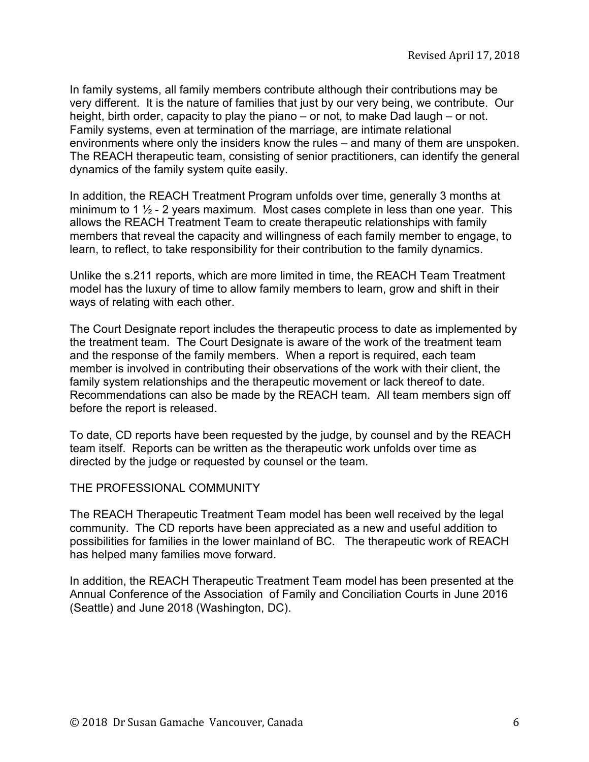In family systems, all family members contribute although their contributions may be very different. It is the nature of families that just by our very being, we contribute. Our height, birth order, capacity to play the piano – or not, to make Dad laugh – or not. Family systems, even at termination of the marriage, are intimate relational environments where only the insiders know the rules – and many of them are unspoken. The REACH therapeutic team, consisting of senior practitioners, can identify the general dynamics of the family system quite easily.

In addition, the REACH Treatment Program unfolds over time, generally 3 months at minimum to 1 ½ - 2 years maximum. Most cases complete in less than one year. This allows the REACH Treatment Team to create therapeutic relationships with family members that reveal the capacity and willingness of each family member to engage, to learn, to reflect, to take responsibility for their contribution to the family dynamics.

Unlike the s.211 reports, which are more limited in time, the REACH Team Treatment model has the luxury of time to allow family members to learn, grow and shift in their ways of relating with each other.

The Court Designate report includes the therapeutic process to date as implemented by the treatment team. The Court Designate is aware of the work of the treatment team and the response of the family members. When a report is required, each team member is involved in contributing their observations of the work with their client, the family system relationships and the therapeutic movement or lack thereof to date. Recommendations can also be made by the REACH team. All team members sign off before the report is released.

To date, CD reports have been requested by the judge, by counsel and by the REACH team itself. Reports can be written as the therapeutic work unfolds over time as directed by the judge or requested by counsel or the team.

## THE PROFESSIONAL COMMUNITY

The REACH Therapeutic Treatment Team model has been well received by the legal community. The CD reports have been appreciated as a new and useful addition to possibilities for families in the lower mainland of BC. The therapeutic work of REACH has helped many families move forward.

In addition, the REACH Therapeutic Treatment Team model has been presented at the Annual Conference of the Association of Family and Conciliation Courts in June 2016 (Seattle) and June 2018 (Washington, DC).